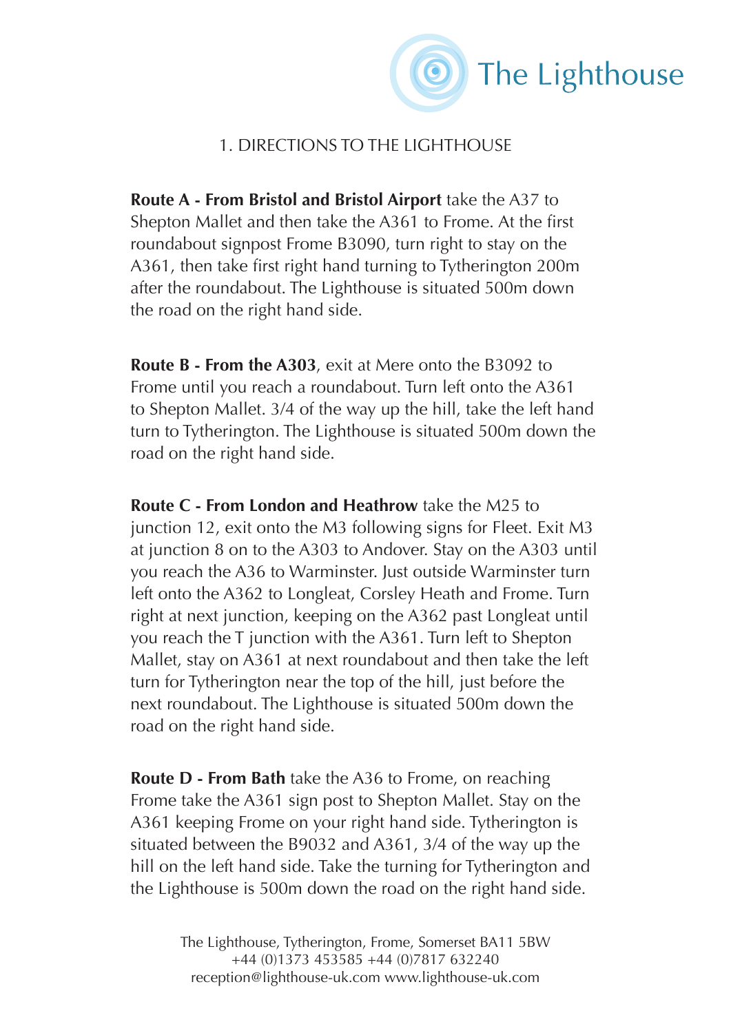The Lighthouse

## 1. DIRECTIONS TO THE LIGHTHOUSE

**Route A - From Bristol and Bristol Airport** take the A37 to Shepton Mallet and then take the A361 to Frome. At the first roundabout signpost Frome B3090, turn right to stay on the A361, then take first right hand turning to Tytherington 200m after the roundabout. The Lighthouse is situated 500m down the road on the right hand side.

**Route B - From the A303**, exit at Mere onto the B3092 to Frome until you reach a roundabout. Turn left onto the A361 to Shepton Mallet. 3/4 of the way up the hill, take the left hand turn to Tytherington. The Lighthouse is situated 500m down the road on the right hand side.

**Route C - From London and Heathrow** take the M25 to junction 12, exit onto the M3 following signs for Fleet. Exit M3 at junction 8 on to the A303 to Andover. Stay on the A303 until you reach the A36 to Warminster. Just outside Warminster turn left onto the A362 to Longleat, Corsley Heath and Frome. Turn right at next junction, keeping on the A362 past Longleat until you reach the T junction with the A361. Turn left to Shepton Mallet, stay on A361 at next roundabout and then take the left turn for Tytherington near the top of the hill, just before the next roundabout. The Lighthouse is situated 500m down the road on the right hand side.

**Route D - From Bath** take the A36 to Frome, on reaching Frome take the A361 sign post to Shepton Mallet. Stay on the A361 keeping Frome on your right hand side. Tytherington is situated between the B9032 and A361, 3/4 of the way up the hill on the left hand side. Take the turning for Tytherington and the Lighthouse is 500m down the road on the right hand side.

The Lighthouse, Tytherington, Frome, Somerset BA11 5BW
+44 (0)1373 453585 +44 (0)7817 632240
reception@lighthouse-uk.com www.lighthouse-uk.com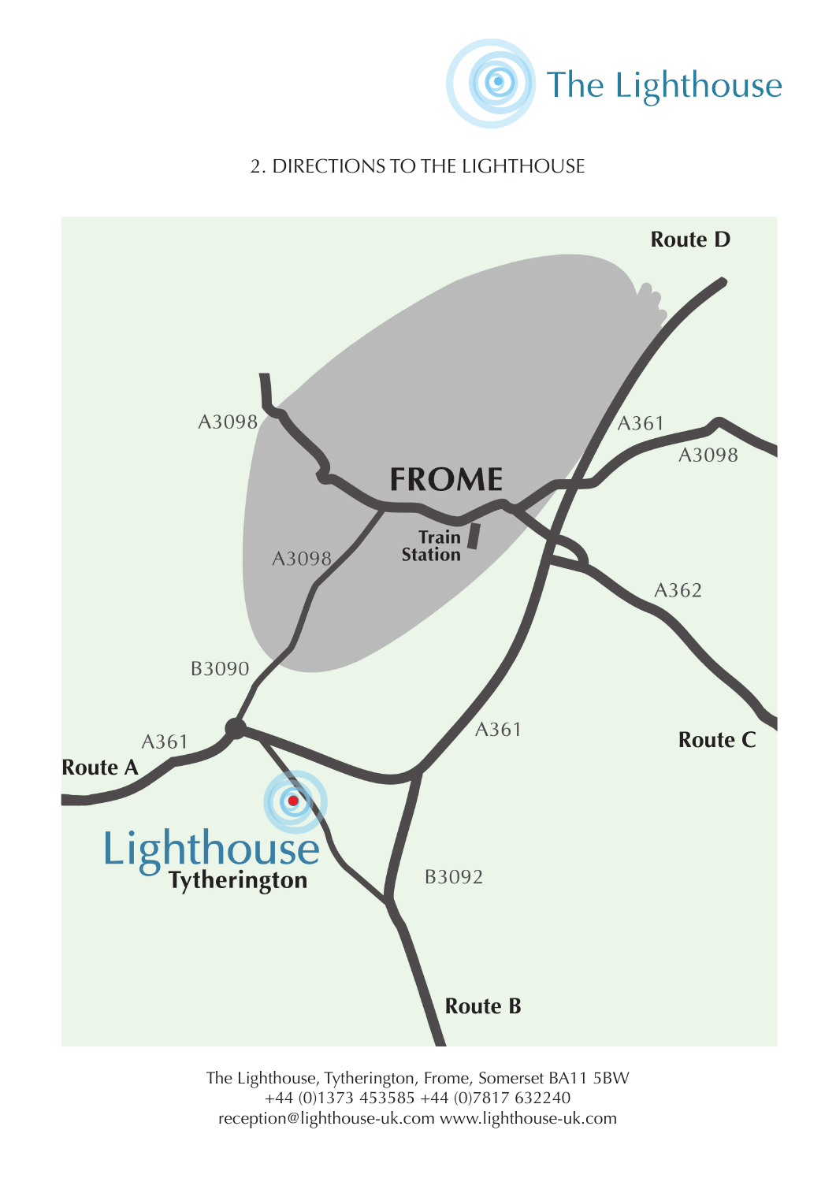The Lighthouse

## 2. DIRECTIONS TO THE LIGHTHOUSE

Route D

A3098

A361

A3098

FROME

Train Station

A3098

A362

B3090

A361

A361

Route A

Route C

Lighthouse

Tytherington

B3092

Route B

The Lighthouse, Tytherington, Frome, Somerset BA11 5BW
+44 (0)1373 453585 +44 (0)7817 632240
reception@lighthouse-uk.com www.lighthouse-uk.com